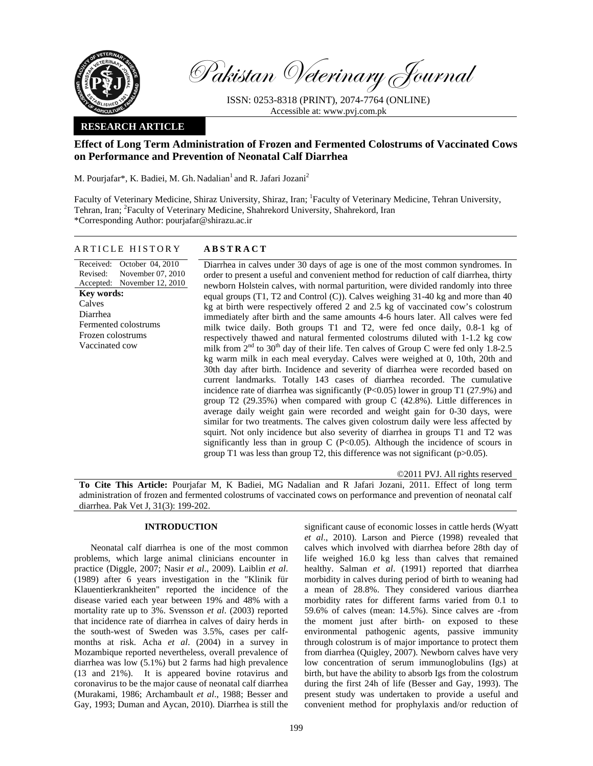Pakistan Veterinary Journal

ISSN: 0253-8318 (PRINT), 2074-7764 (ONLINE)
Accessible at: www.pvj.com.pk

**RESEARCH ARTICLE**

# Effect of Long Term Administration of Frozen and Fermented Colostrums of Vaccinated Cows on Performance and Prevention of Neonatal Calf Diarrhea

M. Pourjafar*, K. Badiei, M. Gh. Nadalian[1] and R. Jafari Jozani[2]

Faculty of Veterinary Medicine, Shiraz University, Shiraz, Iran; [1]Faculty of Veterinary Medicine, Tehran University, Tehran, Iran; [2]Faculty of Veterinary Medicine, Shahrekord University, Shahrekord, Iran
*Corresponding Author: pourjafar@shirazu.ac.ir

## ARTICLE HISTORY

Received: October 04, 2010
Revised: November 07, 2010
Accepted: November 12, 2010

**Key words:**
Calves
Diarrhea
Fermented colostrums
Frozen colostrums
Vaccinated cow

## ABSTRACT

Diarrhea in calves under 30 days of age is one of the most common syndromes. In order to present a useful and convenient method for reduction of calf diarrhea, thirty newborn Holstein calves, with normal parturition, were divided randomly into three equal groups (T1, T2 and Control (C)). Calves weighing 31-40 kg and more than 40 kg at birth were respectively offered 2 and 2.5 kg of vaccinated cow's colostrum immediately after birth and the same amounts 4-6 hours later. All calves were fed milk twice daily. Both groups T1 and T2, were fed once daily, 0.8-1 kg of respectively thawed and natural fermented colostrums diluted with 1-1.2 kg cow milk from 2[nd] to 30[th] day of their life. Ten calves of Group C were fed only 1.8-2.5 kg warm milk in each meal everyday. Calves were weighed at 0, 10th, 20th and 30th day after birth. Incidence and severity of diarrhea were recorded based on current landmarks. Totally 143 cases of diarrhea recorded. The cumulative incidence rate of diarrhea was significantly ($P<0.05$) lower in group T1 (27.9%) and group T2 (29.35%) when compared with group C (42.8%). Little differences in average daily weight gain were recorded and weight gain for 0-30 days, were similar for two treatments. The calves given colostrum daily were less affected by squirt. Not only incidence but also severity of diarrhea in groups T1 and T2 was significantly less than in group C ($P<0.05$). Although the incidence of scours in group T1 was less than group T2, this difference was not significant ($p>0.05$).

©2011 PVJ. All rights reserved

**To Cite This Article:** Pourjafar M, K Badiei, MG Nadalian and R Jafari Jozani, 2011. Effect of long term administration of frozen and fermented colostrums of vaccinated cows on performance and prevention of neonatal calf diarrhea. Pak Vet J, 31(3): 199-202.

## INTRODUCTION

Neonatal calf diarrhea is one of the most common problems, which large animal clinicians encounter in practice (Diggle, 2007; Nasir *et al*., 2009). Laiblin *et al*. (1989) after 6 years investigation in the "Klinik für Klauentierkrankheiten" reported the incidence of the disease varied each year between 19% and 48% with a mortality rate up to 3%. Svensson *et al*. (2003) reported that incidence rate of diarrhea in calves of dairy herds in the south-west of Sweden was 3.5%, cases per calf-months at risk. Acha *et al*. (2004) in a survey in Mozambique reported nevertheless, overall prevalence of diarrhea was low (5.1%) but 2 farms had high prevalence (13 and 21%). It is appeared bovine rotavirus and coronavirus to be the major cause of neonatal calf diarrhea (Murakami, 1986; Archambault *et al*., 1988; Besser and Gay, 1993; Duman and Aycan, 2010). Diarrhea is still the significant cause of economic losses in cattle herds (Wyatt *et al*., 2010). Larson and Pierce (1998) revealed that calves which involved with diarrhea before 28th day of life weighed 16.0 kg less than calves that remained healthy. Salman *et al*. (1991) reported that diarrhea morbidity in calves during period of birth to weaning had a mean of 28.8%. They considered various diarrhea morbidity rates for different farms varied from 0.1 to 59.6% of calves (mean: 14.5%). Since calves are -from the moment just after birth- on exposed to these environmental pathogenic agents, passive immunity through colostrum is of major importance to protect them from diarrhea (Quigley, 2007). Newborn calves have very low concentration of serum immunoglobulins (Igs) at birth, but have the ability to absorb Igs from the colostrum during the first 24h of life (Besser and Gay, 1993). The present study was undertaken to provide a useful and convenient method for prophylaxis and/or reduction of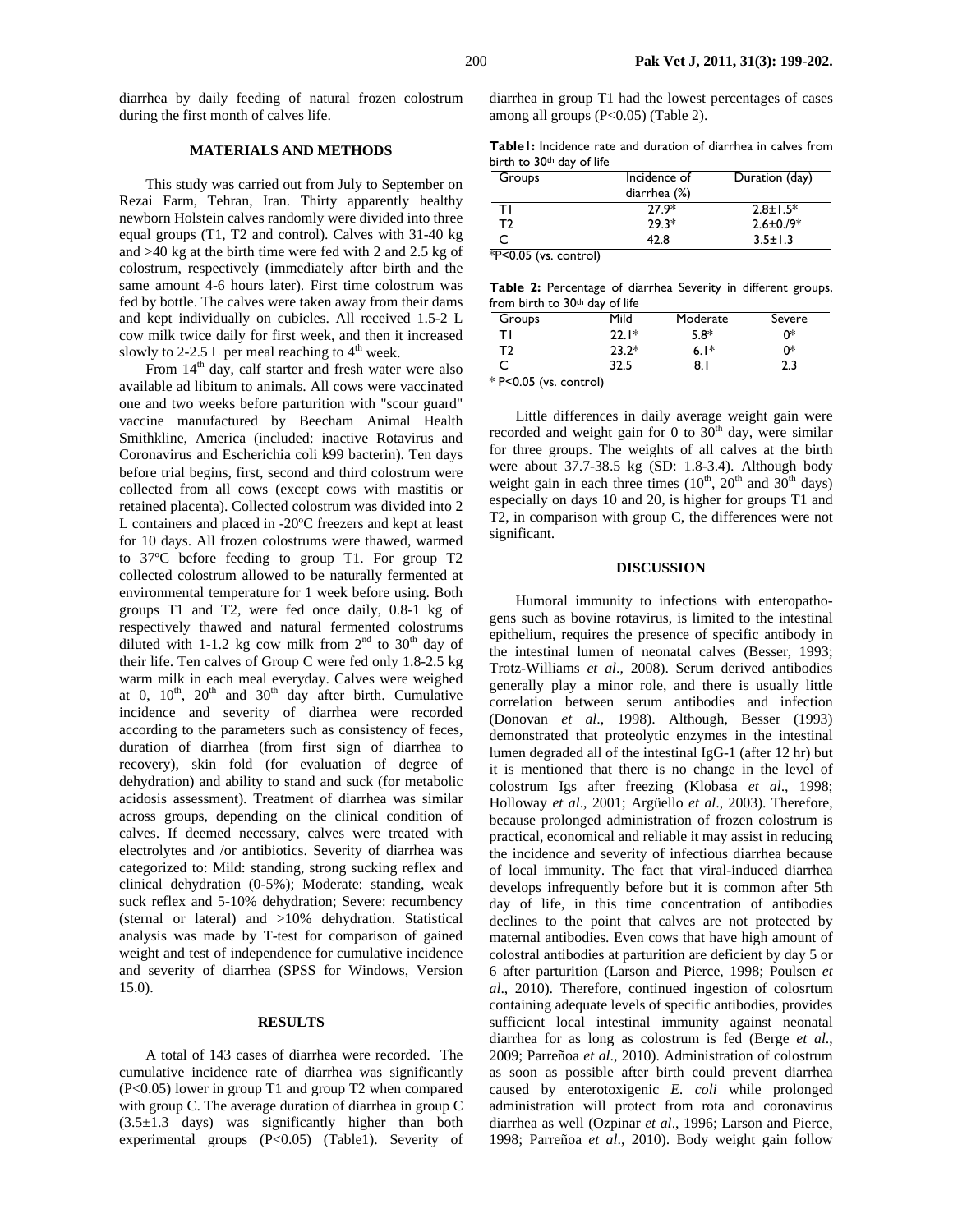diarrhea by daily feeding of natural frozen colostrum during the first month of calves life.

## MATERIALS AND METHODS

This study was carried out from July to September on Rezai Farm, Tehran, Iran. Thirty apparently healthy newborn Holstein calves randomly were divided into three equal groups (T1, T2 and control). Calves with 31-40 kg and >40 kg at the birth time were fed with 2 and 2.5 kg of colostrum, respectively (immediately after birth and the same amount 4-6 hours later). First time colostrum was fed by bottle. The calves were taken away from their dams and kept individually on cubicles. All received 1.5-2 L cow milk twice daily for first week, and then it increased slowly to 2-2.5 L per meal reaching to 4th week.

From 14th day, calf starter and fresh water were also available ad libitum to animals. All cows were vaccinated one and two weeks before parturition with "scour guard" vaccine manufactured by Beecham Animal Health Smithkline, America (included: inactive Rotavirus and Coronavirus and Escherichia coli k99 bacterin). Ten days before trial begins, first, second and third colostrum were collected from all cows (except cows with mastitis or retained placenta). Collected colostrum was divided into 2 L containers and placed in -20ºC freezers and kept at least for 10 days. All frozen colostrums were thawed, warmed to 37ºC before feeding to group T1. For group T2 collected colostrum allowed to be naturally fermented at environmental temperature for 1 week before using. Both groups T1 and T2, were fed once daily, 0.8-1 kg of respectively thawed and natural fermented colostrums diluted with 1-1.2 kg cow milk from 2nd to 30th day of their life. Ten calves of Group C were fed only 1.8-2.5 kg warm milk in each meal everyday. Calves were weighed at 0, 10th, 20th and 30th day after birth. Cumulative incidence and severity of diarrhea were recorded according to the parameters such as consistency of feces, duration of diarrhea (from first sign of diarrhea to recovery), skin fold (for evaluation of degree of dehydration) and ability to stand and suck (for metabolic acidosis assessment). Treatment of diarrhea was similar across groups, depending on the clinical condition of calves. If deemed necessary, calves were treated with electrolytes and /or antibiotics. Severity of diarrhea was categorized to: Mild: standing, strong sucking reflex and clinical dehydration (0-5%); Moderate: standing, weak suck reflex and 5-10% dehydration; Severe: recumbency (sternal or lateral) and >10% dehydration. Statistical analysis was made by T-test for comparison of gained weight and test of independence for cumulative incidence and severity of diarrhea (SPSS for Windows, Version 15.0).

## RESULTS

A total of 143 cases of diarrhea were recorded. The cumulative incidence rate of diarrhea was significantly ($P<0.05$) lower in group T1 and group T2 when compared with group C. The average duration of diarrhea in group C (3.5±1.3 days) was significantly higher than both experimental groups ($P<0.05$) (Table1). Severity of diarrhea in group T1 had the lowest percentages of cases among all groups ($P<0.05$) (Table 2).

**Table1:** Incidence rate and duration of diarrhea in calves from birth to 30th day of life

| Groups | Incidence of diarrhea (%) | Duration (day) |
|---|---|---|
| T1 | 27.9* | 2.8±1.5* |
| T2 | 29.3* | 2.6±0./9* |
| C | 42.8 | 3.5±1.3 |

*P<0.05 (vs. control)

**Table 2:** Percentage of diarrhea Severity in different groups, from birth to 30th day of life

| Groups | Mild | Moderate | Severe |
|---|---|---|---|
| T1 | 22.1* | 5.8* | 0* |
| T2 | 23.2* | 6.1* | 0* |
| C | 32.5 | 8.1 | 2.3 |

* P<0.05 (vs. control)

Little differences in daily average weight gain were recorded and weight gain for 0 to 30th day, were similar for three groups. The weights of all calves at the birth were about 37.7-38.5 kg (SD: 1.8-3.4). Although body weight gain in each three times (10th, 20th and 30th days) especially on days 10 and 20, is higher for groups T1 and T2, in comparison with group C, the differences were not significant.

## DISCUSSION

Humoral immunity to infections with enteropathogens such as bovine rotavirus, is limited to the intestinal epithelium, requires the presence of specific antibody in the intestinal lumen of neonatal calves (Besser, 1993; Trotz-Williams *et al*., 2008). Serum derived antibodies generally play a minor role, and there is usually little correlation between serum antibodies and infection (Donovan *et al*., 1998). Although, Besser (1993) demonstrated that proteolytic enzymes in the intestinal lumen degraded all of the intestinal IgG-1 (after 12 hr) but it is mentioned that there is no change in the level of colostrum Igs after freezing (Klobasa *et al*., 1998; Holloway *et al*., 2001; Argüello *et al*., 2003). Therefore, because prolonged administration of frozen colostrum is practical, economical and reliable it may assist in reducing the incidence and severity of infectious diarrhea because of local immunity. The fact that viral-induced diarrhea develops infrequently before but it is common after 5th day of life, in this time concentration of antibodies declines to the point that calves are not protected by maternal antibodies. Even cows that have high amount of colostral antibodies at parturition are deficient by day 5 or 6 after parturition (Larson and Pierce, 1998; Poulsen *et al*., 2010). Therefore, continued ingestion of colosrtum containing adequate levels of specific antibodies, provides sufficient local intestinal immunity against neonatal diarrhea for as long as colostrum is fed (Berge *et al*., 2009; Parreñoa *et al*., 2010). Administration of colostrum as soon as possible after birth could prevent diarrhea caused by enterotoxigenic *E. coli* while prolonged administration will protect from rota and coronavirus diarrhea as well (Ozpinar *et al*., 1996; Larson and Pierce, 1998; Parreñoa *et al*., 2010). Body weight gain follow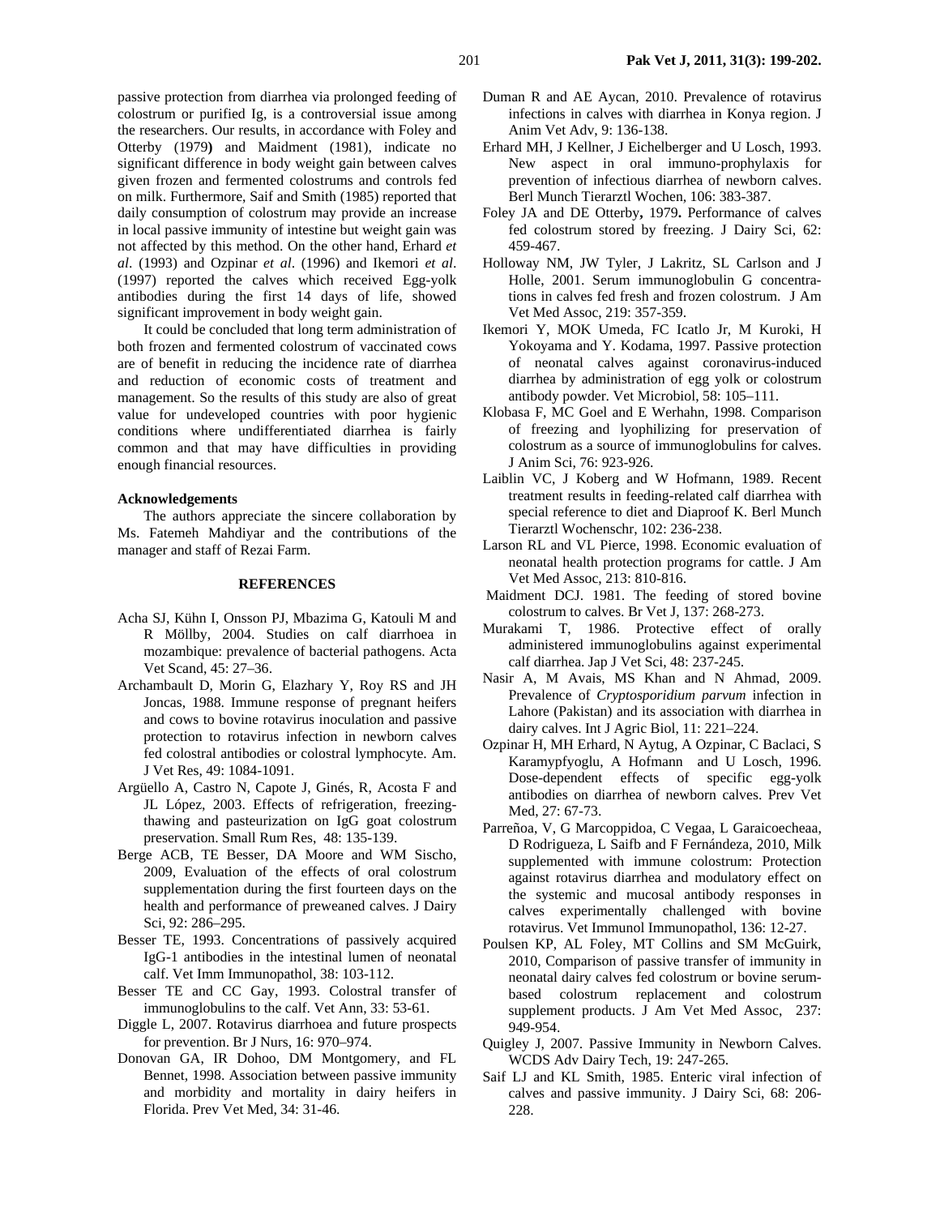passive protection from diarrhea via prolonged feeding of colostrum or purified Ig, is a controversial issue among the researchers. Our results, in accordance with Foley and Otterby (1979**)** and Maidment (1981), indicate no significant difference in body weight gain between calves given frozen and fermented colostrums and controls fed on milk. Furthermore, Saif and Smith (1985) reported that daily consumption of colostrum may provide an increase in local passive immunity of intestine but weight gain was not affected by this method. On the other hand, Erhard *et al*. (1993) and Ozpinar *et al*. (1996) and Ikemori *et al*. (1997) reported the calves which received Egg-yolk antibodies during the first 14 days of life, showed significant improvement in body weight gain.

It could be concluded that long term administration of both frozen and fermented colostrum of vaccinated cows are of benefit in reducing the incidence rate of diarrhea and reduction of economic costs of treatment and management. So the results of this study are also of great value for undeveloped countries with poor hygienic conditions where undifferentiated diarrhea is fairly common and that may have difficulties in providing enough financial resources.

**Acknowledgements**

The authors appreciate the sincere collaboration by Ms. Fatemeh Mahdiyar and the contributions of the manager and staff of Rezai Farm.

## REFERENCES

Acha SJ, Kühn I, Onsson PJ, Mbazima G, Katouli M and R Möllby, 2004. Studies on calf diarrhoea in mozambique: prevalence of bacterial pathogens. Acta Vet Scand, 45: 27–36.

Archambault D, Morin G, Elazhary Y, Roy RS and JH Joncas, 1988. Immune response of pregnant heifers and cows to bovine rotavirus inoculation and passive protection to rotavirus infection in newborn calves fed colostral antibodies or colostral lymphocyte. Am. J Vet Res, 49: 1084-1091.

Argüello A, Castro N, Capote J, Ginés, R, Acosta F and JL López, 2003. Effects of refrigeration, freezing-thawing and pasteurization on IgG goat colostrum preservation. Small Rum Res, 48: 135-139.

Berge ACB, TE Besser, DA Moore and WM Sischo, 2009, Evaluation of the effects of oral colostrum supplementation during the first fourteen days on the health and performance of preweaned calves. J Dairy Sci, 92: 286–295.

Besser TE, 1993. Concentrations of passively acquired IgG-1 antibodies in the intestinal lumen of neonatal calf. Vet Imm Immunopathol, 38: 103-112.

Besser TE and CC Gay, 1993. Colostral transfer of immunoglobulins to the calf. Vet Ann, 33: 53-61.

Diggle L, 2007. Rotavirus diarrhoea and future prospects for prevention. Br J Nurs, 16: 970–974.

Donovan GA, IR Dohoo, DM Montgomery, and FL Bennet, 1998. Association between passive immunity and morbidity and mortality in dairy heifers in Florida. Prev Vet Med, 34: 31-46.

Duman R and AE Aycan, 2010. Prevalence of rotavirus infections in calves with diarrhea in Konya region. J Anim Vet Adv, 9: 136-138.

Erhard MH, J Kellner, J Eichelberger and U Losch, 1993. New aspect in oral immuno-prophylaxis for prevention of infectious diarrhea of newborn calves. Berl Munch Tierarztl Wochen, 106: 383-387.

Foley JA and DE Otterby**,** 1979**.** Performance of calves fed colostrum stored by freezing. J Dairy Sci, 62: 459-467.

Holloway NM, JW Tyler, J Lakritz, SL Carlson and J Holle, 2001. Serum immunoglobulin G concentrations in calves fed fresh and frozen colostrum. J Am Vet Med Assoc, 219: 357-359.

Ikemori Y, MOK Umeda, FC Icatlo Jr, M Kuroki, H Yokoyama and Y. Kodama, 1997. Passive protection of neonatal calves against coronavirus-induced diarrhea by administration of egg yolk or colostrum antibody powder. Vet Microbiol, 58: 105–111.

Klobasa F, MC Goel and E Werhahn, 1998. Comparison of freezing and lyophilizing for preservation of colostrum as a source of immunoglobulins for calves. J Anim Sci, 76: 923-926.

Laiblin VC, J Koberg and W Hofmann, 1989. Recent treatment results in feeding-related calf diarrhea with special reference to diet and Diaproof K. Berl Munch Tierarztl Wochenschr, 102: 236-238.

Larson RL and VL Pierce, 1998. Economic evaluation of neonatal health protection programs for cattle. J Am Vet Med Assoc, 213: 810-816.

Maidment DCJ. 1981. The feeding of stored bovine colostrum to calves. Br Vet J, 137: 268-273.

Murakami T, 1986. Protective effect of orally administered immunoglobulins against experimental calf diarrhea. Jap J Vet Sci, 48: 237-245.

Nasir A, M Avais, MS Khan and N Ahmad, 2009. Prevalence of *Cryptosporidium parvum* infection in Lahore (Pakistan) and its association with diarrhea in dairy calves. Int J Agric Biol, 11: 221–224.

Ozpinar H, MH Erhard, N Aytug, A Ozpinar, C Baclaci, S Karamypfyoglu, A Hofmann and U Losch, 1996. Dose-dependent effects of specific egg-yolk antibodies on diarrhea of newborn calves. Prev Vet Med, 27: 67-73.

Parreñoa, V, G Marcoppidoa, C Vegaa, L Garaicoecheaa, D Rodrigueza, L Saifb and F Fernándeza, 2010, Milk supplemented with immune colostrum: Protection against rotavirus diarrhea and modulatory effect on the systemic and mucosal antibody responses in calves experimentally challenged with bovine rotavirus. Vet Immunol Immunopathol, 136: 12-27.

Poulsen KP, AL Foley, MT Collins and SM McGuirk, 2010, Comparison of passive transfer of immunity in neonatal dairy calves fed colostrum or bovine serum-based colostrum replacement and colostrum supplement products. J Am Vet Med Assoc, 237: 949-954.

Quigley J, 2007. Passive Immunity in Newborn Calves. WCDS Adv Dairy Tech, 19: 247-265.

Saif LJ and KL Smith, 1985. Enteric viral infection of calves and passive immunity. J Dairy Sci, 68: 206-228.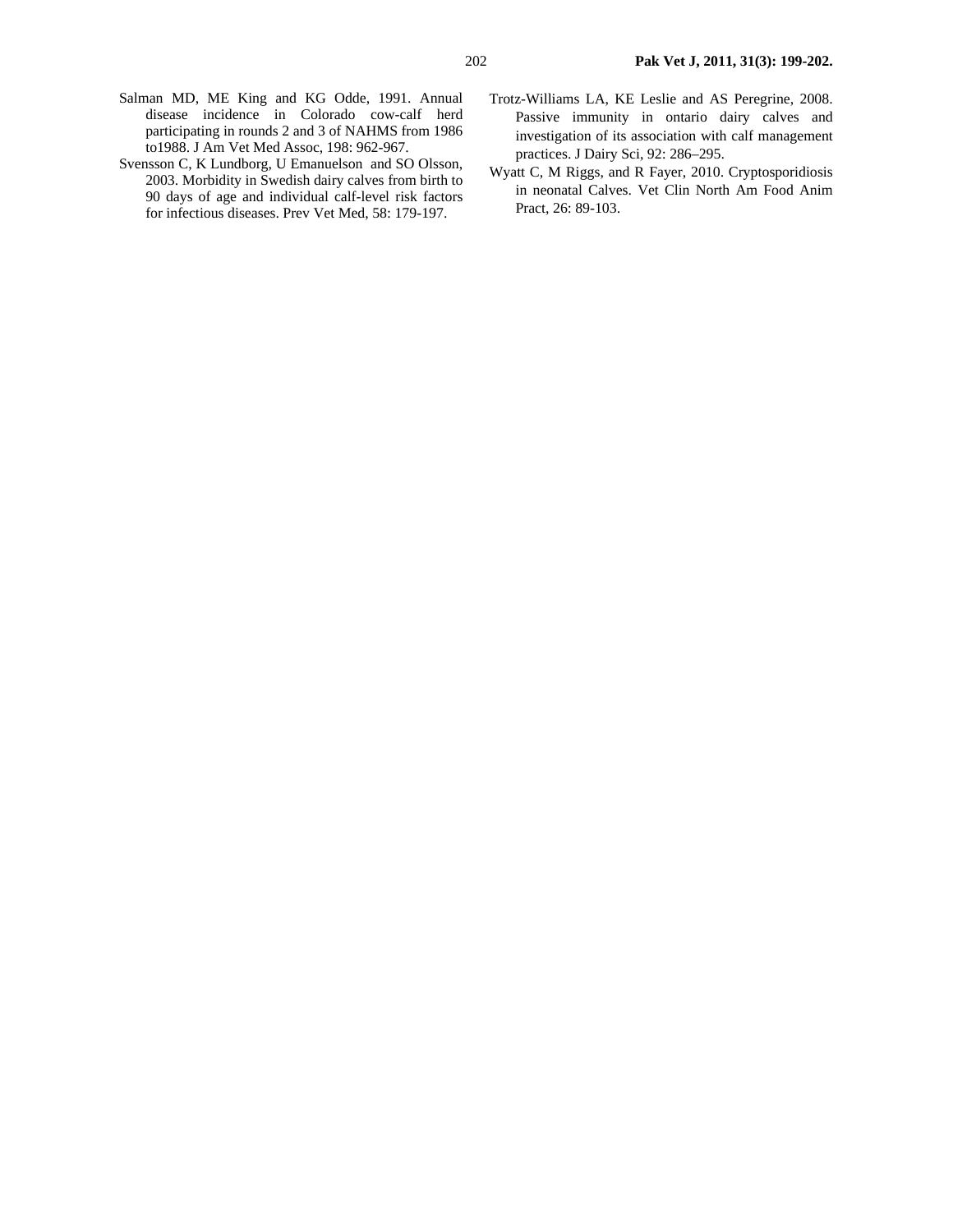Salman MD, ME King and KG Odde, 1991. Annual disease incidence in Colorado cow-calf herd participating in rounds 2 and 3 of NAHMS from 1986 to1988. J Am Vet Med Assoc, 198: 962-967.

Svensson C, K Lundborg, U Emanuelson and SO Olsson, 2003. Morbidity in Swedish dairy calves from birth to 90 days of age and individual calf-level risk factors for infectious diseases. Prev Vet Med, 58: 179-197.

Trotz-Williams LA, KE Leslie and AS Peregrine, 2008. Passive immunity in ontario dairy calves and investigation of its association with calf management practices. J Dairy Sci, 92: 286–295.

Wyatt C, M Riggs, and R Fayer, 2010. Cryptosporidiosis in neonatal Calves. Vet Clin North Am Food Anim Pract, 26: 89-103.